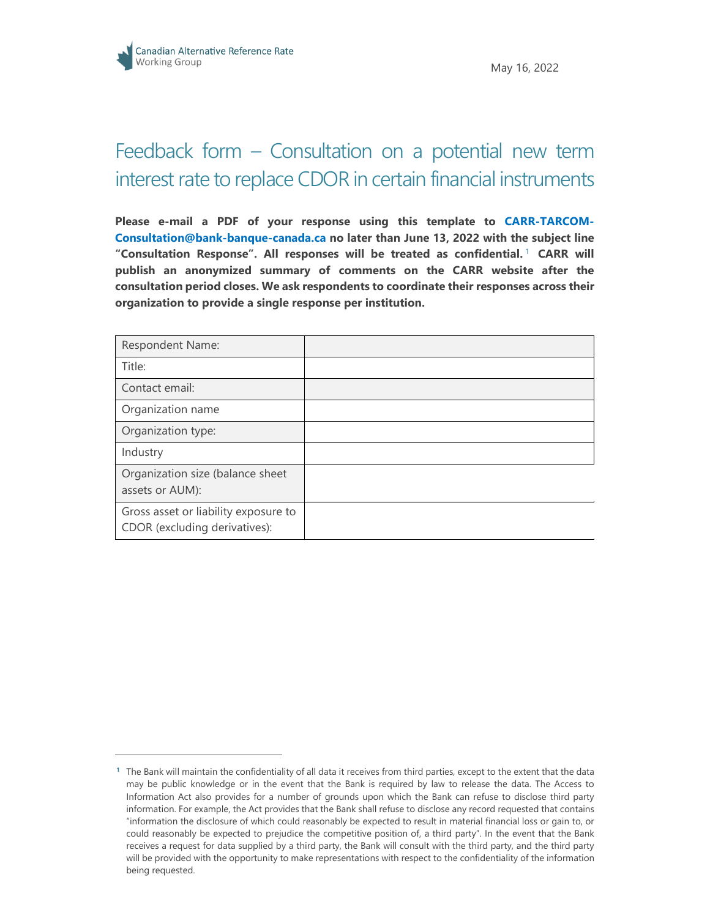Canadian Alternative Reference Rate Working Group

May 16, 2022

# Feedback form – Consultation on a potential new term interest rate to replace CDOR in certain financial instruments

**Please e-mail a PDF of your response using this template to CARR-TARCOM-Consultation@bank-banque-canada.ca no later than June 13, 2022 with the subject line "Consultation Response". All responses will be treated as confidential.**[1] **CARR will publish an anonymized summary of comments on the CARR website after the consultation period closes. We ask respondents to coordinate their responses across their organization to provide a single response per institution.**

| Respondent Name: | |
|---|---|
| Title: | |
| Contact email: | |
| Organization name | |
| Organization type: | |
| Industry | |
| Organization size (balance sheet assets or AUM): | |
| Gross asset or liability exposure to CDOR (excluding derivatives): | |

---

[1] The Bank will maintain the confidentiality of all data it receives from third parties, except to the extent that the data may be public knowledge or in the event that the Bank is required by law to release the data. The Access to Information Act also provides for a number of grounds upon which the Bank can refuse to disclose third party information. For example, the Act provides that the Bank shall refuse to disclose any record requested that contains "information the disclosure of which could reasonably be expected to result in material financial loss or gain to, or could reasonably be expected to prejudice the competitive position of, a third party". In the event that the Bank receives a request for data supplied by a third party, the Bank will consult with the third party, and the third party will be provided with the opportunity to make representations with respect to the confidentiality of the information being requested.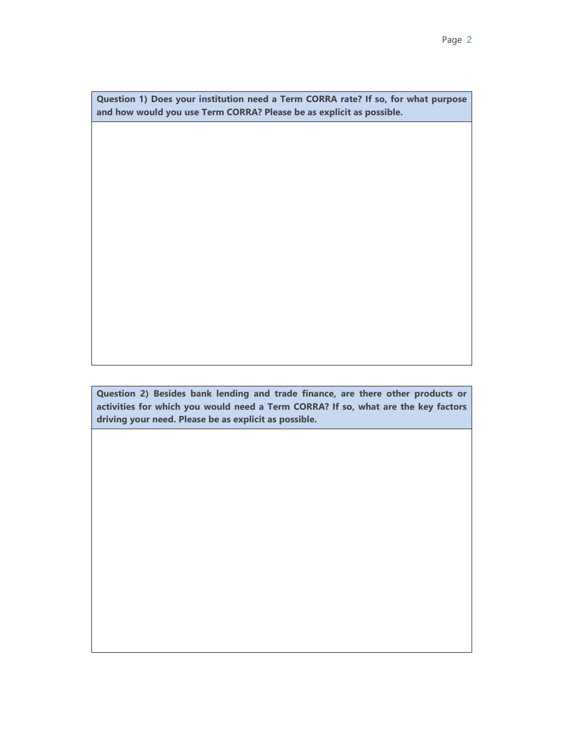| Question 1) Does your institution need a Term CORRA rate? If so, for what purpose and how would you use Term CORRA? Please be as explicit as possible. |
| --- |
| |

| Question 2) Besides bank lending and trade finance, are there other products or activities for which you would need a Term CORRA? If so, what are the key factors driving your need. Please be as explicit as possible. |
| --- |
| |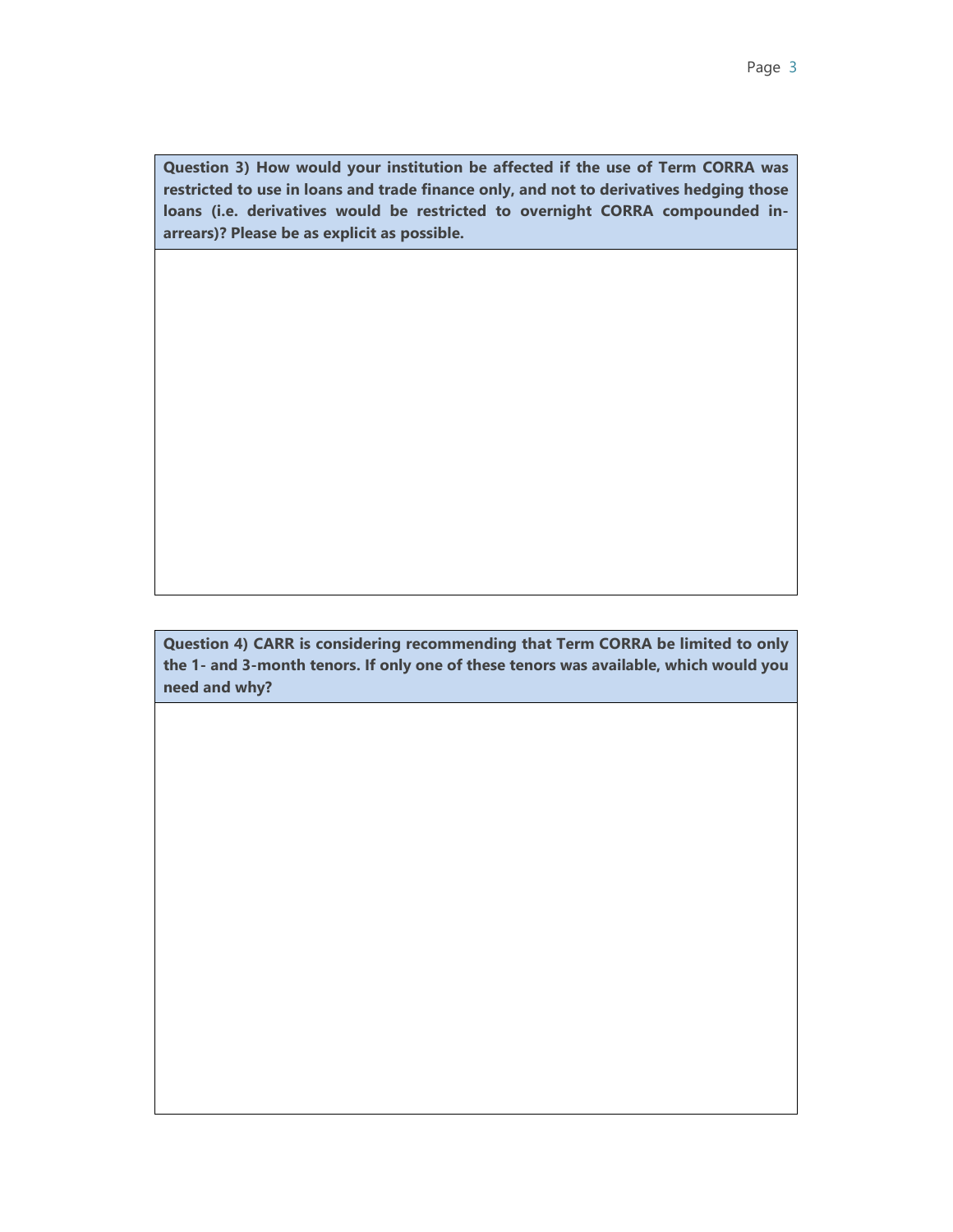| **Question 3) How would your institution be affected if the use of Term CORRA was restricted to use in loans and trade finance only, and not to derivatives hedging those loans (i.e. derivatives would be restricted to overnight CORRA compounded in-arrears)? Please be as explicit as possible.** |
| --- |
| |

| **Question 4) CARR is considering recommending that Term CORRA be limited to only the 1- and 3-month tenors. If only one of these tenors was available, which would you need and why?** |
| --- |
| |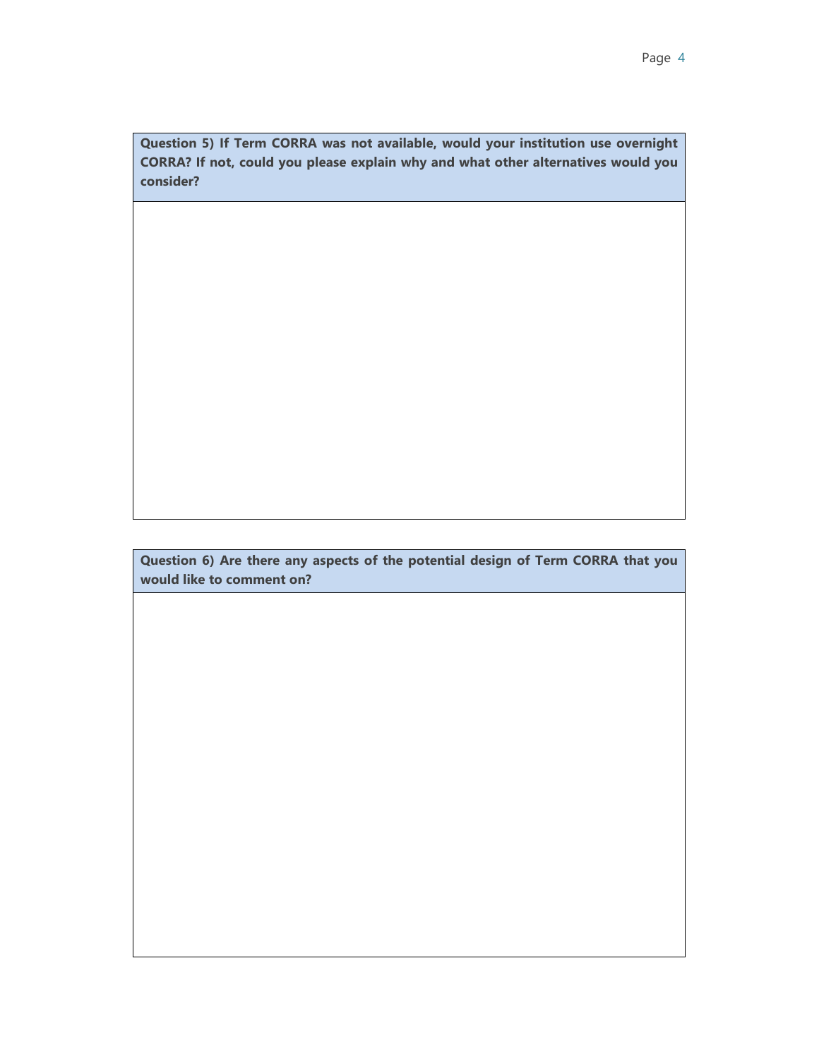| **Question 5) If Term CORRA was not available, would your institution use overnight CORRA? If not, could you please explain why and what other alternatives would you consider?** |
| --- |
| |

| **Question 6) Are there any aspects of the potential design of Term CORRA that you would like to comment on?** |
| --- |
| |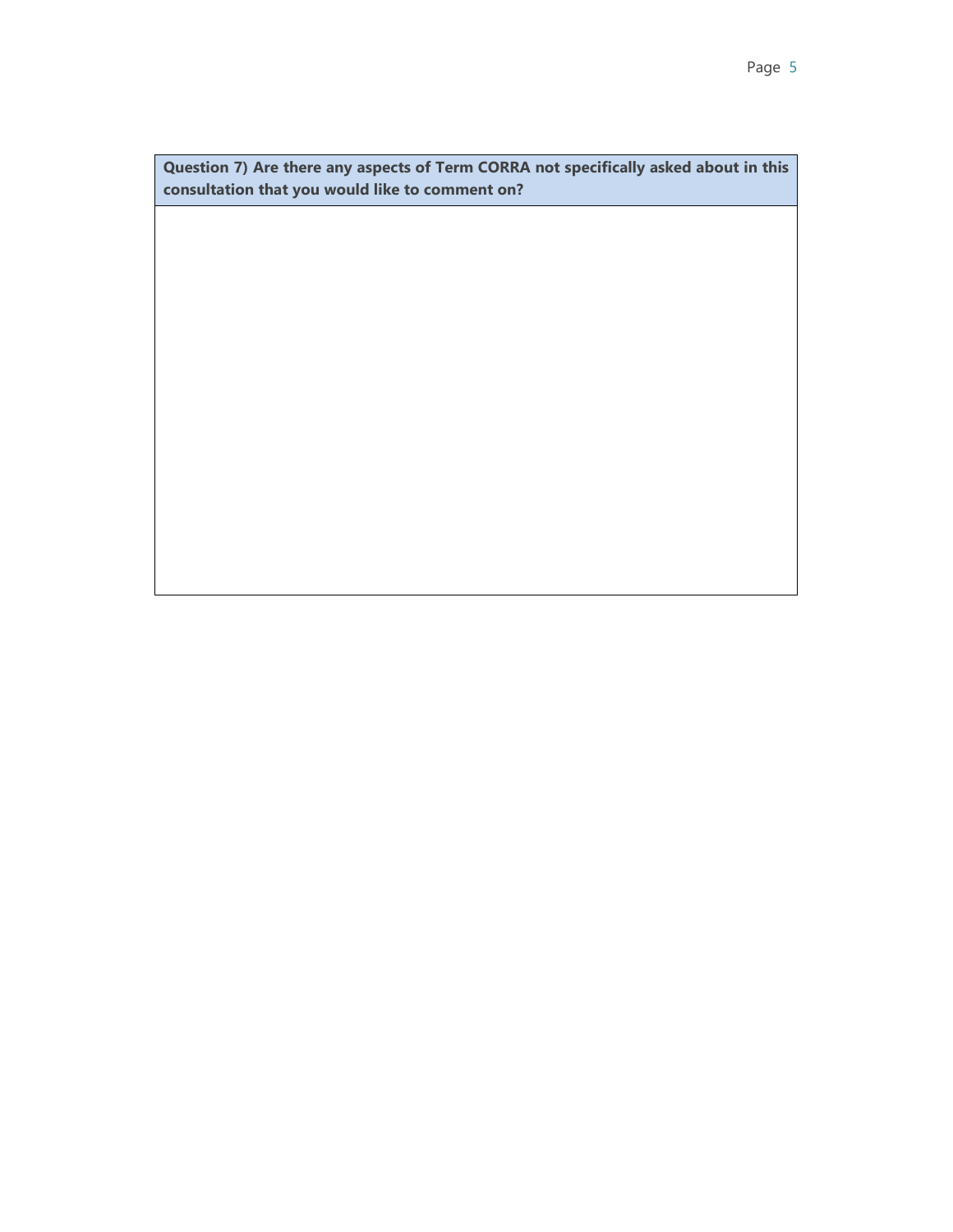| **Question 7) Are there any aspects of Term CORRA not specifically asked about in this consultation that you would like to comment on?** |
| --- |
| |